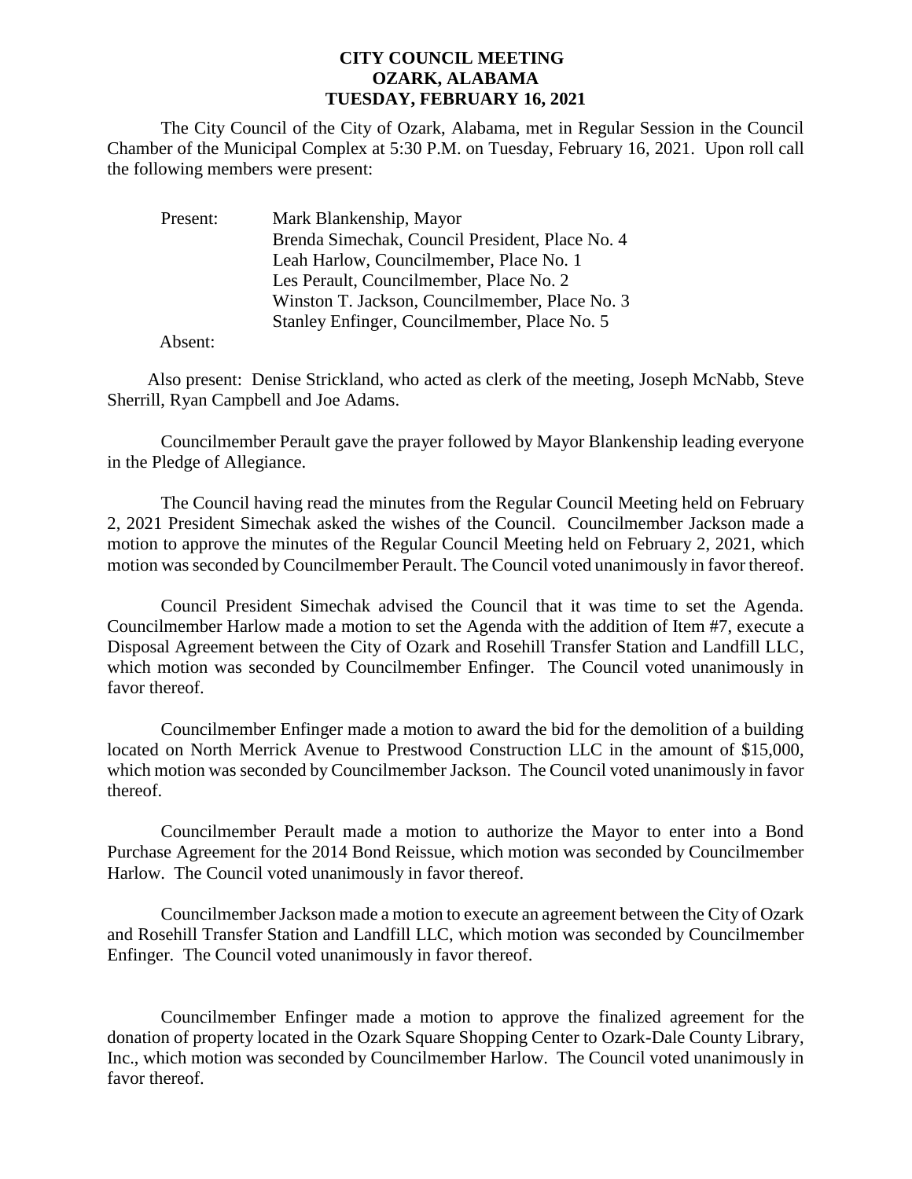# CITY COUNCIL MEETING
# OZARK, ALABAMA
# TUESDAY, FEBRUARY 16, 2021

The City Council of the City of Ozark, Alabama, met in Regular Session in the Council Chamber of the Municipal Complex at 5:30 P.M. on Tuesday, February 16, 2021. Upon roll call the following members were present:

| | |
|---|---|
| Present: | Mark Blankenship, Mayor |
| | Brenda Simechak, Council President, Place No. 4 |
| | Leah Harlow, Councilmember, Place No. 1 |
| | Les Perault, Councilmember, Place No. 2 |
| | Winston T. Jackson, Councilmember, Place No. 3 |
| | Stanley Enfinger, Councilmember, Place No. 5 |
| Absent: | |

Also present: Denise Strickland, who acted as clerk of the meeting, Joseph McNabb, Steve Sherrill, Ryan Campbell and Joe Adams.

Councilmember Perault gave the prayer followed by Mayor Blankenship leading everyone in the Pledge of Allegiance.

The Council having read the minutes from the Regular Council Meeting held on February 2, 2021 President Simechak asked the wishes of the Council. Councilmember Jackson made a motion to approve the minutes of the Regular Council Meeting held on February 2, 2021, which motion was seconded by Councilmember Perault. The Council voted unanimously in favor thereof.

Council President Simechak advised the Council that it was time to set the Agenda. Councilmember Harlow made a motion to set the Agenda with the addition of Item #7, execute a Disposal Agreement between the City of Ozark and Rosehill Transfer Station and Landfill LLC, which motion was seconded by Councilmember Enfinger. The Council voted unanimously in favor thereof.

Councilmember Enfinger made a motion to award the bid for the demolition of a building located on North Merrick Avenue to Prestwood Construction LLC in the amount of $15,000, which motion was seconded by Councilmember Jackson. The Council voted unanimously in favor thereof.

Councilmember Perault made a motion to authorize the Mayor to enter into a Bond Purchase Agreement for the 2014 Bond Reissue, which motion was seconded by Councilmember Harlow. The Council voted unanimously in favor thereof.

Councilmember Jackson made a motion to execute an agreement between the City of Ozark and Rosehill Transfer Station and Landfill LLC, which motion was seconded by Councilmember Enfinger. The Council voted unanimously in favor thereof.

Councilmember Enfinger made a motion to approve the finalized agreement for the donation of property located in the Ozark Square Shopping Center to Ozark-Dale County Library, Inc., which motion was seconded by Councilmember Harlow. The Council voted unanimously in favor thereof.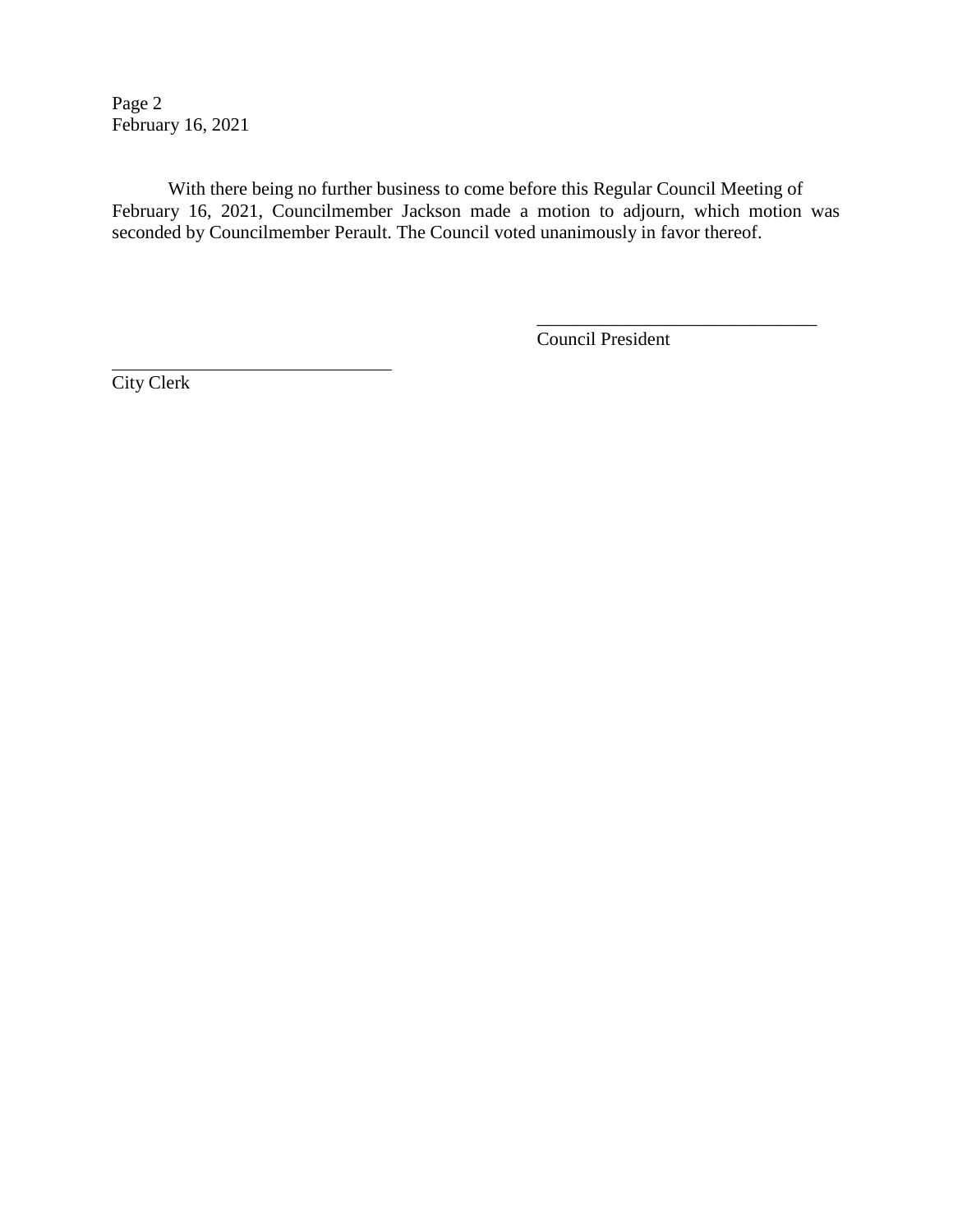February 16, 2021

With there being no further business to come before this Regular Council Meeting of February 16, 2021, Councilmember Jackson made a motion to adjourn, which motion was seconded by Councilmember Perault. The Council voted unanimously in favor thereof.

\_\_\_\_\_\_\_\_\_\_\_\_\_\_\_\_\_\_\_\_\_\_\_\_\_\_\_\_\_\_\_
Council President

\_\_\_\_\_\_\_\_\_\_\_\_\_\_\_\_\_\_\_\_\_\_\_\_\_\_\_\_\_\_\_
City Clerk